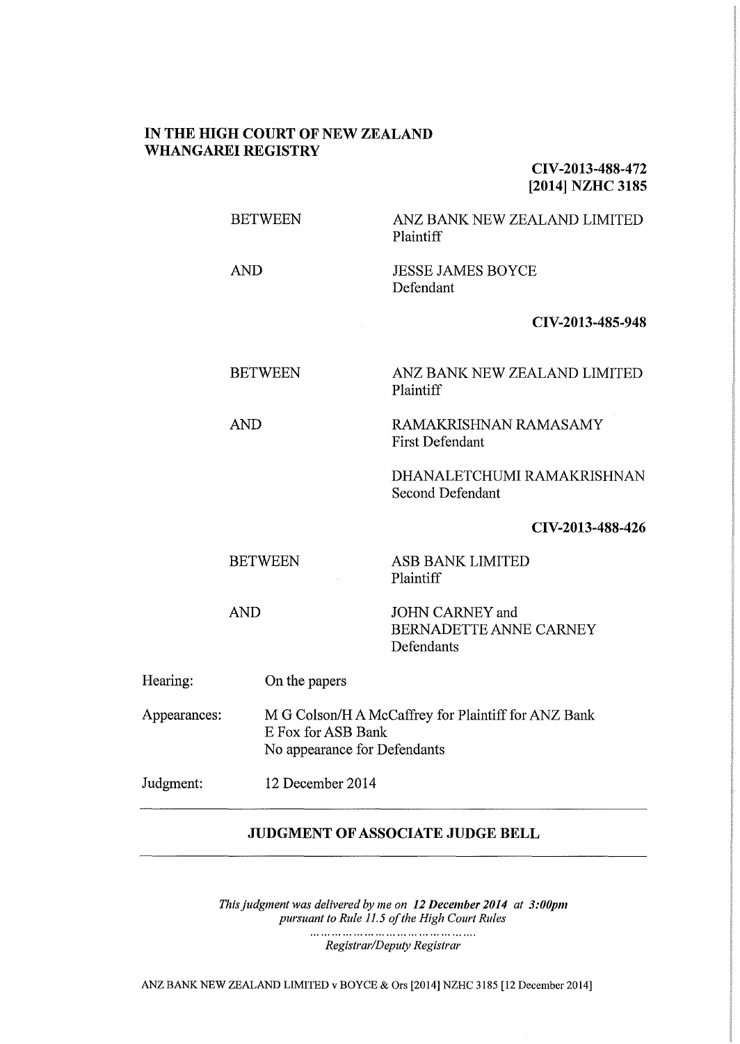**IN THE HIGH COURT OF NEW ZEALAND**
**WHANGAREI REGISTRY**

**CIV-2013-488-472**
**[2014] NZHC 3185**

| | |
|---|---|
| BETWEEN | ANZ BANK NEW ZEALAND LIMITED<br>Plaintiff |
| AND | JESSE JAMES BOYCE<br>Defendant |

**CIV-2013-485-948**

| | |
|---|---|
| BETWEEN | ANZ BANK NEW ZEALAND LIMITED<br>Plaintiff |
| AND | RAMAKRISHNAN RAMASAMY<br>First Defendant |
| | DHANALETCHUMI RAMAKRISHNAN<br>Second Defendant |

**CIV-2013-488-426**

| | |
|---|---|
| BETWEEN | ASB BANK LIMITED<br>Plaintiff |
| AND | JOHN CARNEY and<br>BERNADETTE ANNE CARNEY<br>Defendants |

| | |
|---|---|
| Hearing: | On the papers |
| Appearances: | M G Colson/H A McCaffrey for Plaintiff for ANZ Bank<br>E Fox for ASB Bank<br>No appearance for Defendants |
| Judgment: | 12 December 2014 |

---

## JUDGMENT OF ASSOCIATE JUDGE BELL

---

*This judgment was delivered by me on* ***12 December 2014*** *at* ***3:00pm***
*pursuant to Rule 11.5 of the High Court Rules*

…………………………………………
*Registrar/Deputy Registrar*

ANZ BANK NEW ZEALAND LIMITED v BOYCE & Ors [2014] NZHC 3185 [12 December 2014]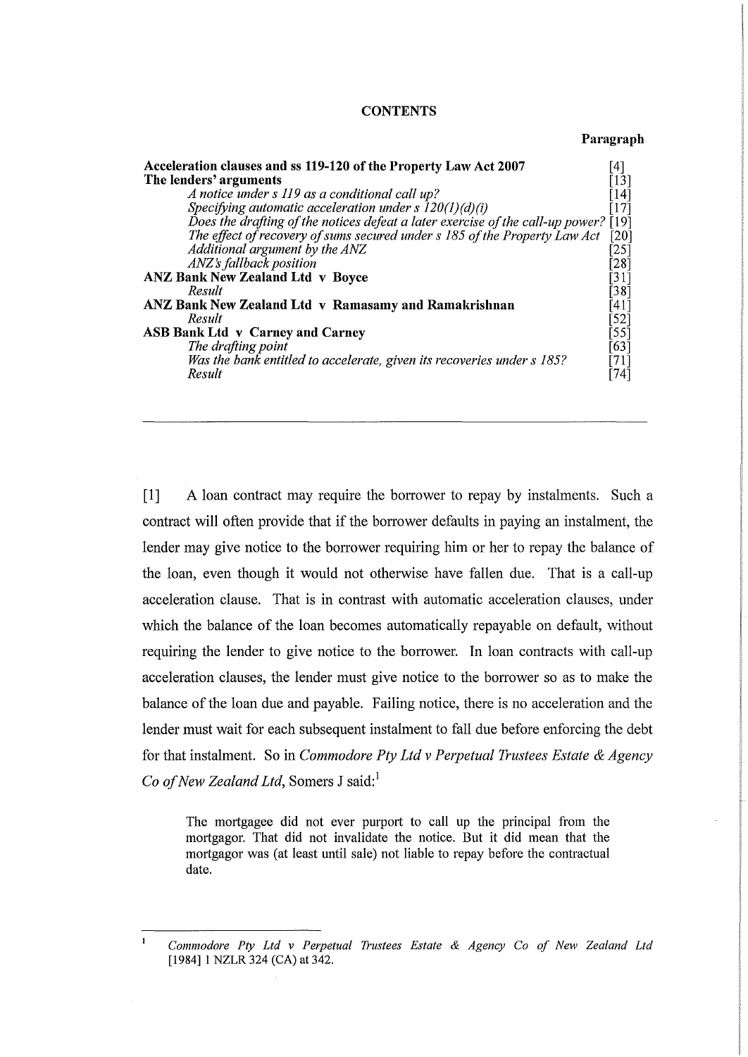**CONTENTS**

| | Paragraph |
|---|---|
| **Acceleration clauses and ss 119-120 of the Property Law Act 2007** | [4] |
| **The lenders' arguments** | [13] |
| *A notice under s 119 as a conditional call up?* | [14] |
| *Specifying automatic acceleration under s 120(1)(d)(i)* | [17] |
| *Does the drafting of the notices defeat a later exercise of the call-up power?* | [19] |
| *The effect of recovery of sums secured under s 185 of the Property Law Act* | [20] |
| *Additional argument by the ANZ* | [25] |
| *ANZ's fallback position* | [28] |
| **ANZ Bank New Zealand Ltd v Boyce** | [31] |
| *Result* | [38] |
| **ANZ Bank New Zealand Ltd v Ramasamy and Ramakrishnan** | [41] |
| *Result* | [52] |
| **ASB Bank Ltd v Carney and Carney** | [55] |
| *The drafting point* | [63] |
| *Was the bank entitled to accelerate, given its recoveries under s 185?* | [71] |
| *Result* | [74] |

---

[1] A loan contract may require the borrower to repay by instalments. Such a contract will often provide that if the borrower defaults in paying an instalment, the lender may give notice to the borrower requiring him or her to repay the balance of the loan, even though it would not otherwise have fallen due. That is a call-up acceleration clause. That is in contrast with automatic acceleration clauses, under which the balance of the loan becomes automatically repayable on default, without requiring the lender to give notice to the borrower. In loan contracts with call-up acceleration clauses, the lender must give notice to the borrower so as to make the balance of the loan due and payable. Failing notice, there is no acceleration and the lender must wait for each subsequent instalment to fall due before enforcing the debt for that instalment. So in *Commodore Pty Ltd v Perpetual Trustees Estate & Agency Co of New Zealand Ltd*, Somers J said:[1]

> The mortgagee did not ever purport to call up the principal from the mortgagor. That did not invalidate the notice. But it did mean that the mortgagor was (at least until sale) not liable to repay before the contractual date.

---

[1] *Commodore Pty Ltd v Perpetual Trustees Estate & Agency Co of New Zealand Ltd* [1984] 1 NZLR 324 (CA) at 342.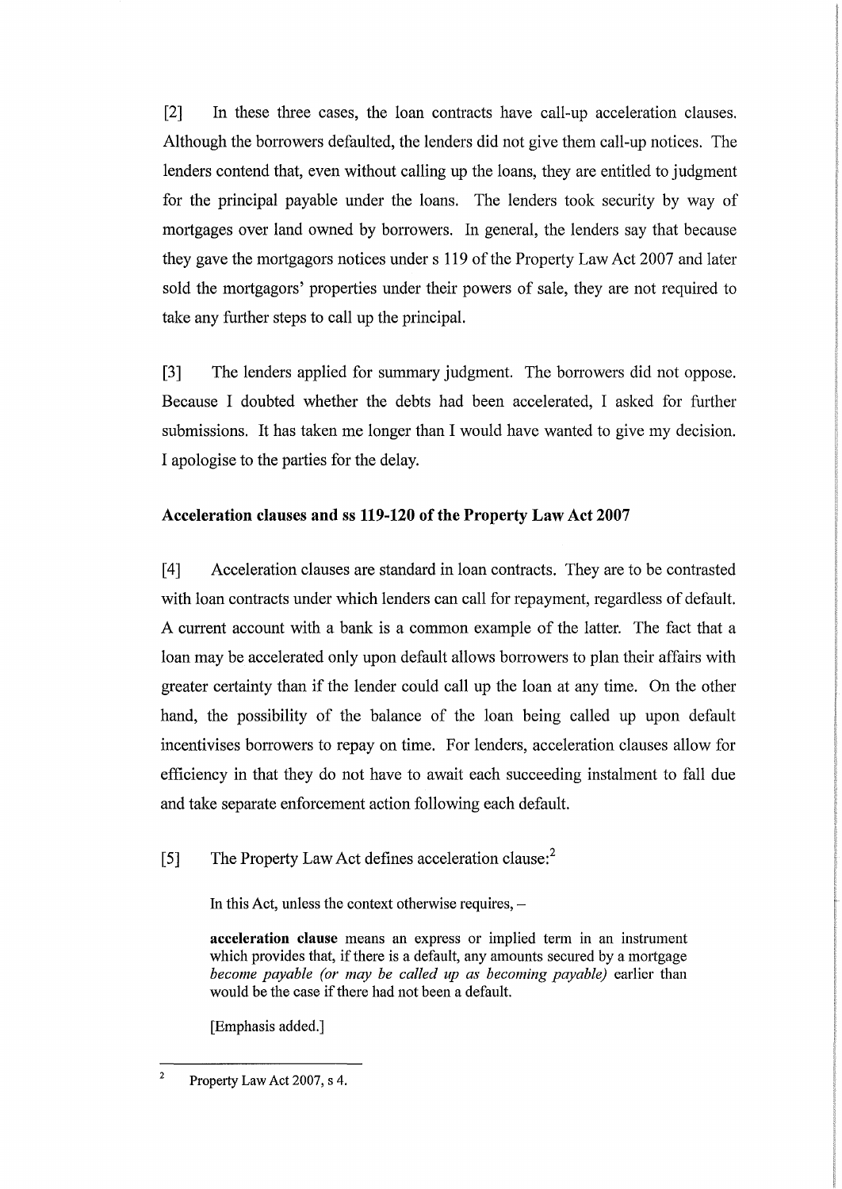[2] In these three cases, the loan contracts have call-up acceleration clauses. Although the borrowers defaulted, the lenders did not give them call-up notices. The lenders contend that, even without calling up the loans, they are entitled to judgment for the principal payable under the loans. The lenders took security by way of mortgages over land owned by borrowers. In general, the lenders say that because they gave the mortgagors notices under s 119 of the Property Law Act 2007 and later sold the mortgagors' properties under their powers of sale, they are not required to take any further steps to call up the principal.

[3] The lenders applied for summary judgment. The borrowers did not oppose. Because I doubted whether the debts had been accelerated, I asked for further submissions. It has taken me longer than I would have wanted to give my decision. I apologise to the parties for the delay.

## Acceleration clauses and ss 119-120 of the Property Law Act 2007

[4] Acceleration clauses are standard in loan contracts. They are to be contrasted with loan contracts under which lenders can call for repayment, regardless of default. A current account with a bank is a common example of the latter. The fact that a loan may be accelerated only upon default allows borrowers to plan their affairs with greater certainty than if the lender could call up the loan at any time. On the other hand, the possibility of the balance of the loan being called up upon default incentivises borrowers to repay on time. For lenders, acceleration clauses allow for efficiency in that they do not have to await each succeeding instalment to fall due and take separate enforcement action following each default.

[5] The Property Law Act defines acceleration clause:[2]

> In this Act, unless the context otherwise requires, –
>
> **acceleration clause** means an express or implied term in an instrument which provides that, if there is a default, any amounts secured by a mortgage *become payable (or may be called up as becoming payable)* earlier than would be the case if there had not been a default.
>
> [Emphasis added.]

[2] Property Law Act 2007, s 4.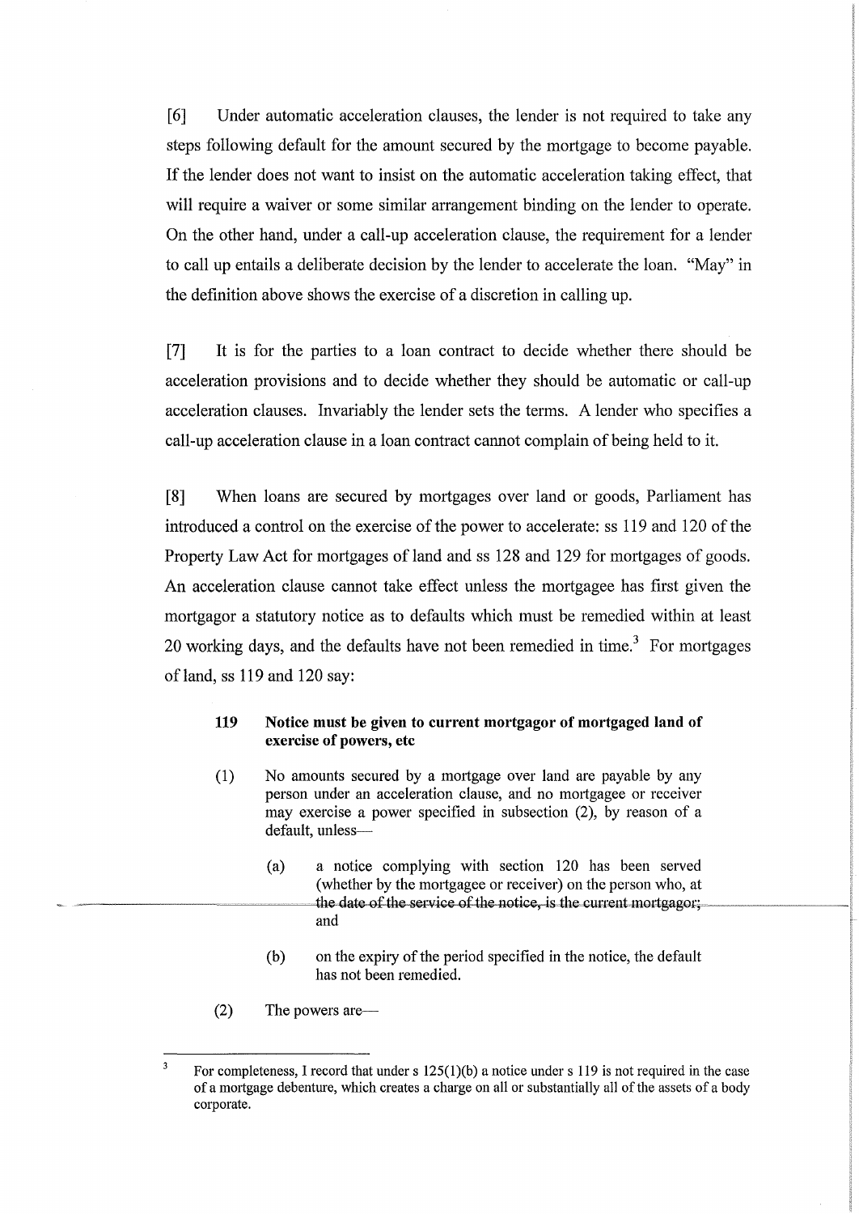[6] Under automatic acceleration clauses, the lender is not required to take any steps following default for the amount secured by the mortgage to become payable. If the lender does not want to insist on the automatic acceleration taking effect, that will require a waiver or some similar arrangement binding on the lender to operate. On the other hand, under a call-up acceleration clause, the requirement for a lender to call up entails a deliberate decision by the lender to accelerate the loan. "May" in the definition above shows the exercise of a discretion in calling up.

[7] It is for the parties to a loan contract to decide whether there should be acceleration provisions and to decide whether they should be automatic or call-up acceleration clauses. Invariably the lender sets the terms. A lender who specifies a call-up acceleration clause in a loan contract cannot complain of being held to it.

[8] When loans are secured by mortgages over land or goods, Parliament has introduced a control on the exercise of the power to accelerate: ss 119 and 120 of the Property Law Act for mortgages of land and ss 128 and 129 for mortgages of goods. An acceleration clause cannot take effect unless the mortgagee has first given the mortgagor a statutory notice as to defaults which must be remedied within at least 20 working days, and the defaults have not been remedied in time.[3] For mortgages of land, ss 119 and 120 say:

> **119 Notice must be given to current mortgagor of mortgaged land of exercise of powers, etc**
>
> (1) No amounts secured by a mortgage over land are payable by any person under an acceleration clause, and no mortgagee or receiver may exercise a power specified in subsection (2), by reason of a default, unless—
>
> (a) a notice complying with section 120 has been served (whether by the mortgagee or receiver) on the person who, at the date of the service of the notice, is the current mortgagor; and
>
> (b) on the expiry of the period specified in the notice, the default has not been remedied.
>
> (2) The powers are—

[3] For completeness, I record that under s 125(1)(b) a notice under s 119 is not required in the case of a mortgage debenture, which creates a charge on all or substantially all of the assets of a body corporate.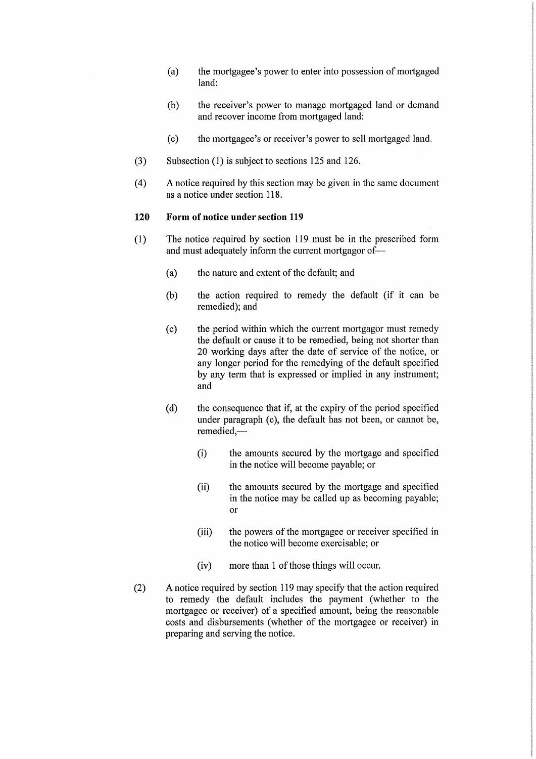(a) the mortgagee's power to enter into possession of mortgaged land:

(b) the receiver's power to manage mortgaged land or demand and recover income from mortgaged land:

(c) the mortgagee's or receiver's power to sell mortgaged land.

(3) Subsection (1) is subject to sections 125 and 126.

(4) A notice required by this section may be given in the same document as a notice under section 118.

### 120 Form of notice under section 119

(1) The notice required by section 119 must be in the prescribed form and must adequately inform the current mortgagor of—

(a) the nature and extent of the default; and

(b) the action required to remedy the default (if it can be remedied); and

(c) the period within which the current mortgagor must remedy the default or cause it to be remedied, being not shorter than 20 working days after the date of service of the notice, or any longer period for the remedying of the default specified by any term that is expressed or implied in any instrument; and

(d) the consequence that if, at the expiry of the period specified under paragraph (c), the default has not been, or cannot be, remedied,—

(i) the amounts secured by the mortgage and specified in the notice will become payable; or

(ii) the amounts secured by the mortgage and specified in the notice may be called up as becoming payable; or

(iii) the powers of the mortgagee or receiver specified in the notice will become exercisable; or

(iv) more than 1 of those things will occur.

(2) A notice required by section 119 may specify that the action required to remedy the default includes the payment (whether to the mortgagee or receiver) of a specified amount, being the reasonable costs and disbursements (whether of the mortgagee or receiver) in preparing and serving the notice.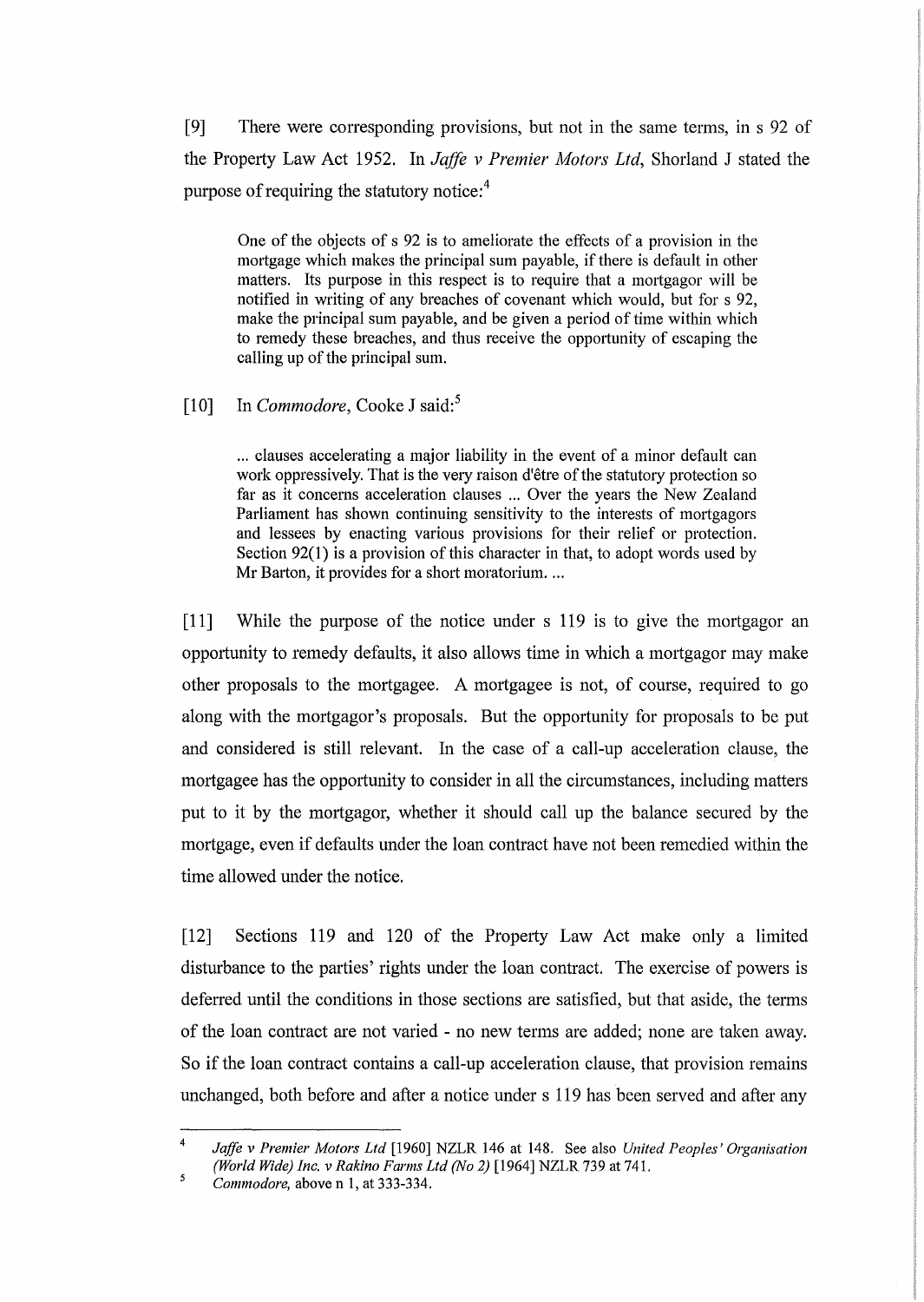[9] There were corresponding provisions, but not in the same terms, in s 92 of the Property Law Act 1952. In *Jaffe v Premier Motors Ltd*, Shorland J stated the purpose of requiring the statutory notice:[4]

> One of the objects of s 92 is to ameliorate the effects of a provision in the mortgage which makes the principal sum payable, if there is default in other matters. Its purpose in this respect is to require that a mortgagor will be notified in writing of any breaches of covenant which would, but for s 92, make the principal sum payable, and be given a period of time within which to remedy these breaches, and thus receive the opportunity of escaping the calling up of the principal sum.

[10] In *Commodore*, Cooke J said:[5]

> ... clauses accelerating a major liability in the event of a minor default can work oppressively. That is the very raison d'être of the statutory protection so far as it concerns acceleration clauses ... Over the years the New Zealand Parliament has shown continuing sensitivity to the interests of mortgagors and lessees by enacting various provisions for their relief or protection. Section 92(1) is a provision of this character in that, to adopt words used by Mr Barton, it provides for a short moratorium. ...

[11] While the purpose of the notice under s 119 is to give the mortgagor an opportunity to remedy defaults, it also allows time in which a mortgagor may make other proposals to the mortgagee. A mortgagee is not, of course, required to go along with the mortgagor's proposals. But the opportunity for proposals to be put and considered is still relevant. In the case of a call-up acceleration clause, the mortgagee has the opportunity to consider in all the circumstances, including matters put to it by the mortgagor, whether it should call up the balance secured by the mortgage, even if defaults under the loan contract have not been remedied within the time allowed under the notice.

[12] Sections 119 and 120 of the Property Law Act make only a limited disturbance to the parties' rights under the loan contract. The exercise of powers is deferred until the conditions in those sections are satisfied, but that aside, the terms of the loan contract are not varied - no new terms are added; none are taken away. So if the loan contract contains a call-up acceleration clause, that provision remains unchanged, both before and after a notice under s 119 has been served and after any

---

[4] *Jaffe v Premier Motors Ltd* [1960] NZLR 146 at 148. See also *United Peoples' Organisation (World Wide) Inc. v Rakino Farms Ltd (No 2)* [1964] NZLR 739 at 741.

[5] *Commodore*, above n 1, at 333-334.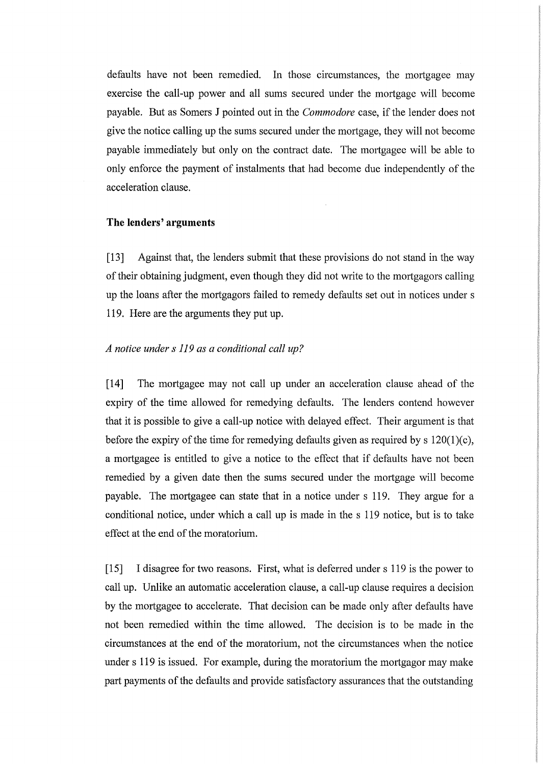defaults have not been remedied. In those circumstances, the mortgagee may exercise the call-up power and all sums secured under the mortgage will become payable. But as Somers J pointed out in the *Commodore* case, if the lender does not give the notice calling up the sums secured under the mortgage, they will not become payable immediately but only on the contract date. The mortgagee will be able to only enforce the payment of instalments that had become due independently of the acceleration clause.

### The lenders' arguments

[13] Against that, the lenders submit that these provisions do not stand in the way of their obtaining judgment, even though they did not write to the mortgagors calling up the loans after the mortgagors failed to remedy defaults set out in notices under s 119. Here are the arguments they put up.

#### *A notice under s 119 as a conditional call up?*

[14] The mortgagee may not call up under an acceleration clause ahead of the expiry of the time allowed for remedying defaults. The lenders contend however that it is possible to give a call-up notice with delayed effect. Their argument is that before the expiry of the time for remedying defaults given as required by s 120(1)(c), a mortgagee is entitled to give a notice to the effect that if defaults have not been remedied by a given date then the sums secured under the mortgage will become payable. The mortgagee can state that in a notice under s 119. They argue for a conditional notice, under which a call up is made in the s 119 notice, but is to take effect at the end of the moratorium.

[15] I disagree for two reasons. First, what is deferred under s 119 is the power to call up. Unlike an automatic acceleration clause, a call-up clause requires a decision by the mortgagee to accelerate. That decision can be made only after defaults have not been remedied within the time allowed. The decision is to be made in the circumstances at the end of the moratorium, not the circumstances when the notice under s 119 is issued. For example, during the moratorium the mortgagor may make part payments of the defaults and provide satisfactory assurances that the outstanding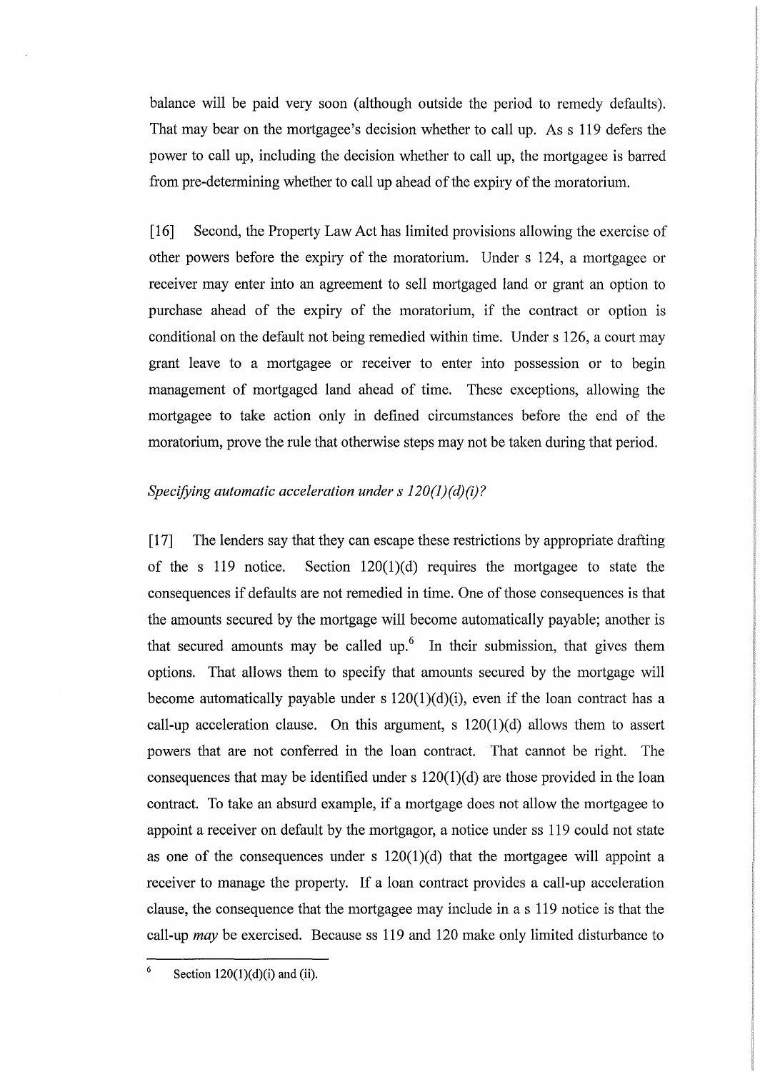balance will be paid very soon (although outside the period to remedy defaults). That may bear on the mortgagee's decision whether to call up. As s 119 defers the power to call up, including the decision whether to call up, the mortgagee is barred from pre-determining whether to call up ahead of the expiry of the moratorium.

[16] Second, the Property Law Act has limited provisions allowing the exercise of other powers before the expiry of the moratorium. Under s 124, a mortgagee or receiver may enter into an agreement to sell mortgaged land or grant an option to purchase ahead of the expiry of the moratorium, if the contract or option is conditional on the default not being remedied within time. Under s 126, a court may grant leave to a mortgagee or receiver to enter into possession or to begin management of mortgaged land ahead of time. These exceptions, allowing the mortgagee to take action only in defined circumstances before the end of the moratorium, prove the rule that otherwise steps may not be taken during that period.

*Specifying automatic acceleration under s 120(1)(d)(i)?*

[17] The lenders say that they can escape these restrictions by appropriate drafting of the s 119 notice. Section 120(1)(d) requires the mortgagee to state the consequences if defaults are not remedied in time. One of those consequences is that the amounts secured by the mortgage will become automatically payable; another is that secured amounts may be called up.[6] In their submission, that gives them options. That allows them to specify that amounts secured by the mortgage will become automatically payable under s 120(1)(d)(i), even if the loan contract has a call-up acceleration clause. On this argument, s 120(1)(d) allows them to assert powers that are not conferred in the loan contract. That cannot be right. The consequences that may be identified under s 120(1)(d) are those provided in the loan contract. To take an absurd example, if a mortgage does not allow the mortgagee to appoint a receiver on default by the mortgagor, a notice under ss 119 could not state as one of the consequences under s 120(1)(d) that the mortgagee will appoint a receiver to manage the property. If a loan contract provides a call-up acceleration clause, the consequence that the mortgagee may include in a s 119 notice is that the call-up *may* be exercised. Because ss 119 and 120 make only limited disturbance to

---

[6] Section 120(1)(d)(i) and (ii).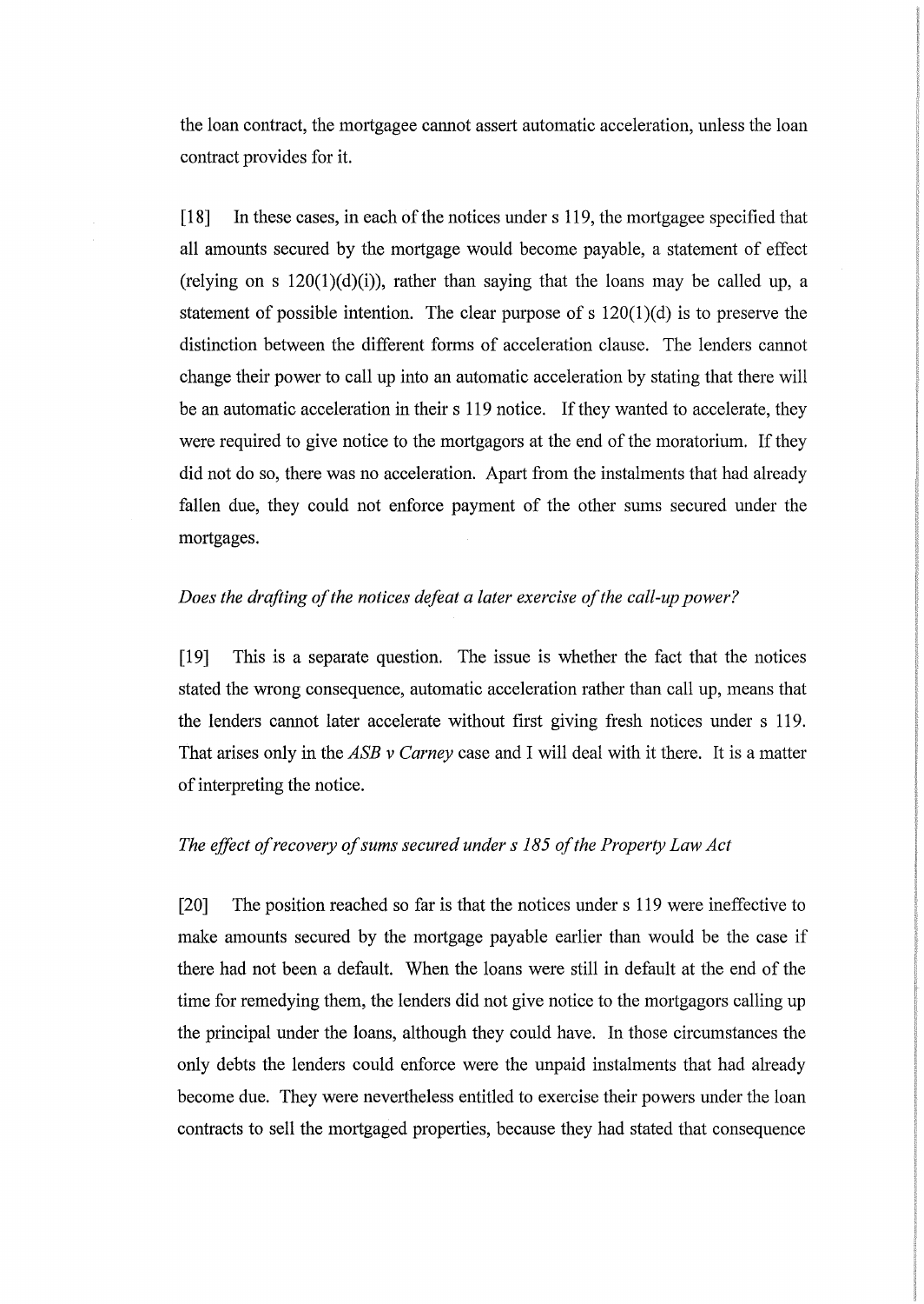the loan contract, the mortgagee cannot assert automatic acceleration, unless the loan contract provides for it.

[18] In these cases, in each of the notices under s 119, the mortgagee specified that all amounts secured by the mortgage would become payable, a statement of effect (relying on s 120(1)(d)(i)), rather than saying that the loans may be called up, a statement of possible intention. The clear purpose of s 120(1)(d) is to preserve the distinction between the different forms of acceleration clause. The lenders cannot change their power to call up into an automatic acceleration by stating that there will be an automatic acceleration in their s 119 notice. If they wanted to accelerate, they were required to give notice to the mortgagors at the end of the moratorium. If they did not do so, there was no acceleration. Apart from the instalments that had already fallen due, they could not enforce payment of the other sums secured under the mortgages.

*Does the drafting of the notices defeat a later exercise of the call-up power?*

[19] This is a separate question. The issue is whether the fact that the notices stated the wrong consequence, automatic acceleration rather than call up, means that the lenders cannot later accelerate without first giving fresh notices under s 119. That arises only in the *ASB v Carney* case and I will deal with it there. It is a matter of interpreting the notice.

*The effect of recovery of sums secured under s 185 of the Property Law Act*

[20] The position reached so far is that the notices under s 119 were ineffective to make amounts secured by the mortgage payable earlier than would be the case if there had not been a default. When the loans were still in default at the end of the time for remedying them, the lenders did not give notice to the mortgagors calling up the principal under the loans, although they could have. In those circumstances the only debts the lenders could enforce were the unpaid instalments that had already become due. They were nevertheless entitled to exercise their powers under the loan contracts to sell the mortgaged properties, because they had stated that consequence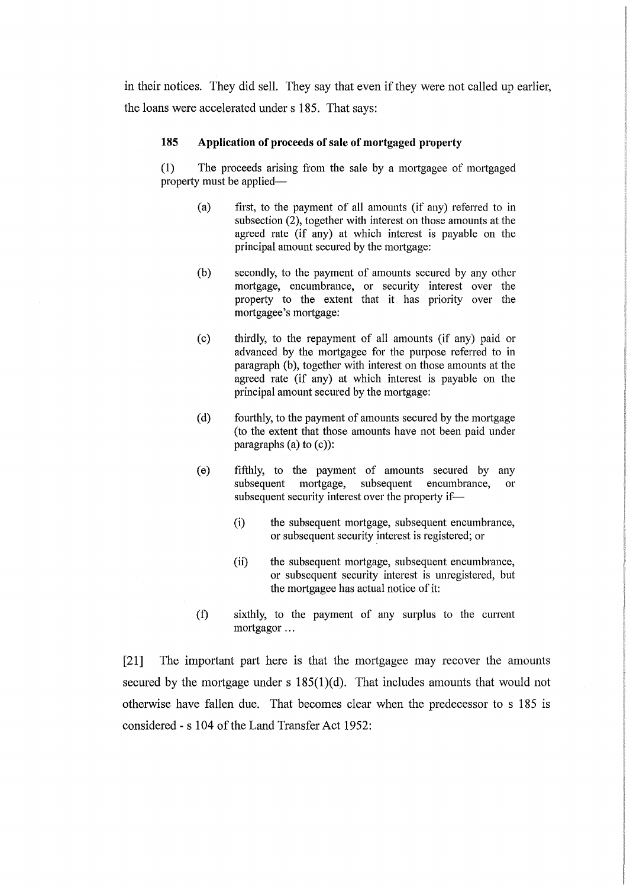in their notices. They did sell. They say that even if they were not called up earlier, the loans were accelerated under s 185. That says:

> **185 Application of proceeds of sale of mortgaged property**
>
> (1) The proceeds arising from the sale by a mortgagee of mortgaged property must be applied—
>
> (a) first, to the payment of all amounts (if any) referred to in subsection (2), together with interest on those amounts at the agreed rate (if any) at which interest is payable on the principal amount secured by the mortgage:
>
> (b) secondly, to the payment of amounts secured by any other mortgage, encumbrance, or security interest over the property to the extent that it has priority over the mortgagee's mortgage:
>
> (c) thirdly, to the repayment of all amounts (if any) paid or advanced by the mortgagee for the purpose referred to in paragraph (b), together with interest on those amounts at the agreed rate (if any) at which interest is payable on the principal amount secured by the mortgage:
>
> (d) fourthly, to the payment of amounts secured by the mortgage (to the extent that those amounts have not been paid under paragraphs (a) to (c)):
>
> (e) fifthly, to the payment of amounts secured by any subsequent mortgage, subsequent encumbrance, or subsequent security interest over the property if—
>
> (i) the subsequent mortgage, subsequent encumbrance, or subsequent security interest is registered; or
>
> (ii) the subsequent mortgage, subsequent encumbrance, or subsequent security interest is unregistered, but the mortgagee has actual notice of it:
>
> (f) sixthly, to the payment of any surplus to the current mortgagor …

[21] The important part here is that the mortgagee may recover the amounts secured by the mortgage under s 185(1)(d). That includes amounts that would not otherwise have fallen due. That becomes clear when the predecessor to s 185 is considered - s 104 of the Land Transfer Act 1952: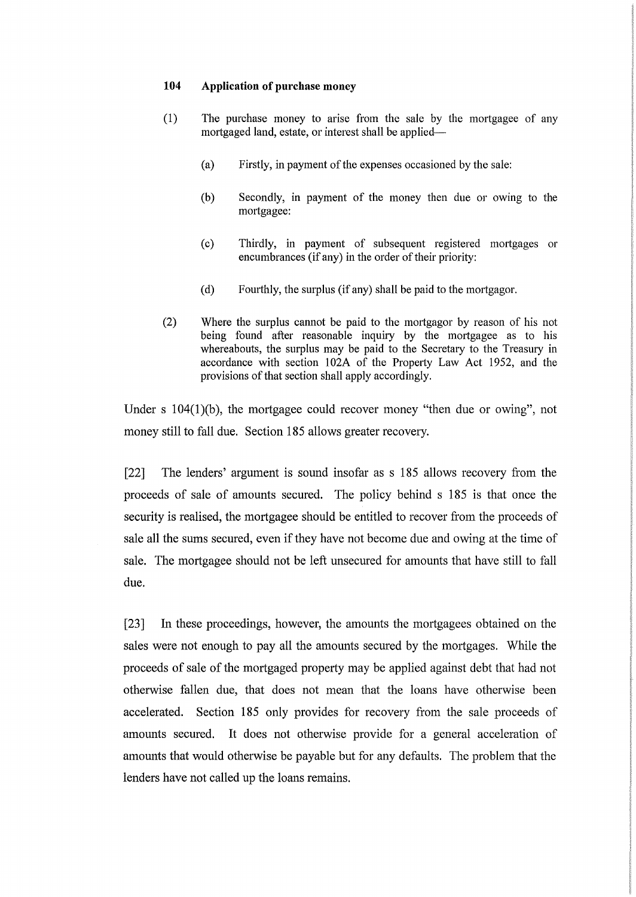**104 Application of purchase money**

(1) The purchase money to arise from the sale by the mortgagee of any mortgaged land, estate, or interest shall be applied—

(a) Firstly, in payment of the expenses occasioned by the sale:

(b) Secondly, in payment of the money then due or owing to the mortgagee:

(c) Thirdly, in payment of subsequent registered mortgages or encumbrances (if any) in the order of their priority:

(d) Fourthly, the surplus (if any) shall be paid to the mortgagor.

(2) Where the surplus cannot be paid to the mortgagor by reason of his not being found after reasonable inquiry by the mortgagee as to his whereabouts, the surplus may be paid to the Secretary to the Treasury in accordance with section 102A of the Property Law Act 1952, and the provisions of that section shall apply accordingly.

Under s 104(1)(b), the mortgagee could recover money "then due or owing", not money still to fall due. Section 185 allows greater recovery.

[22] The lenders' argument is sound insofar as s 185 allows recovery from the proceeds of sale of amounts secured. The policy behind s 185 is that once the security is realised, the mortgagee should be entitled to recover from the proceeds of sale all the sums secured, even if they have not become due and owing at the time of sale. The mortgagee should not be left unsecured for amounts that have still to fall due.

[23] In these proceedings, however, the amounts the mortgagees obtained on the sales were not enough to pay all the amounts secured by the mortgages. While the proceeds of sale of the mortgaged property may be applied against debt that had not otherwise fallen due, that does not mean that the loans have otherwise been accelerated. Section 185 only provides for recovery from the sale proceeds of amounts secured. It does not otherwise provide for a general acceleration of amounts that would otherwise be payable but for any defaults. The problem that the lenders have not called up the loans remains.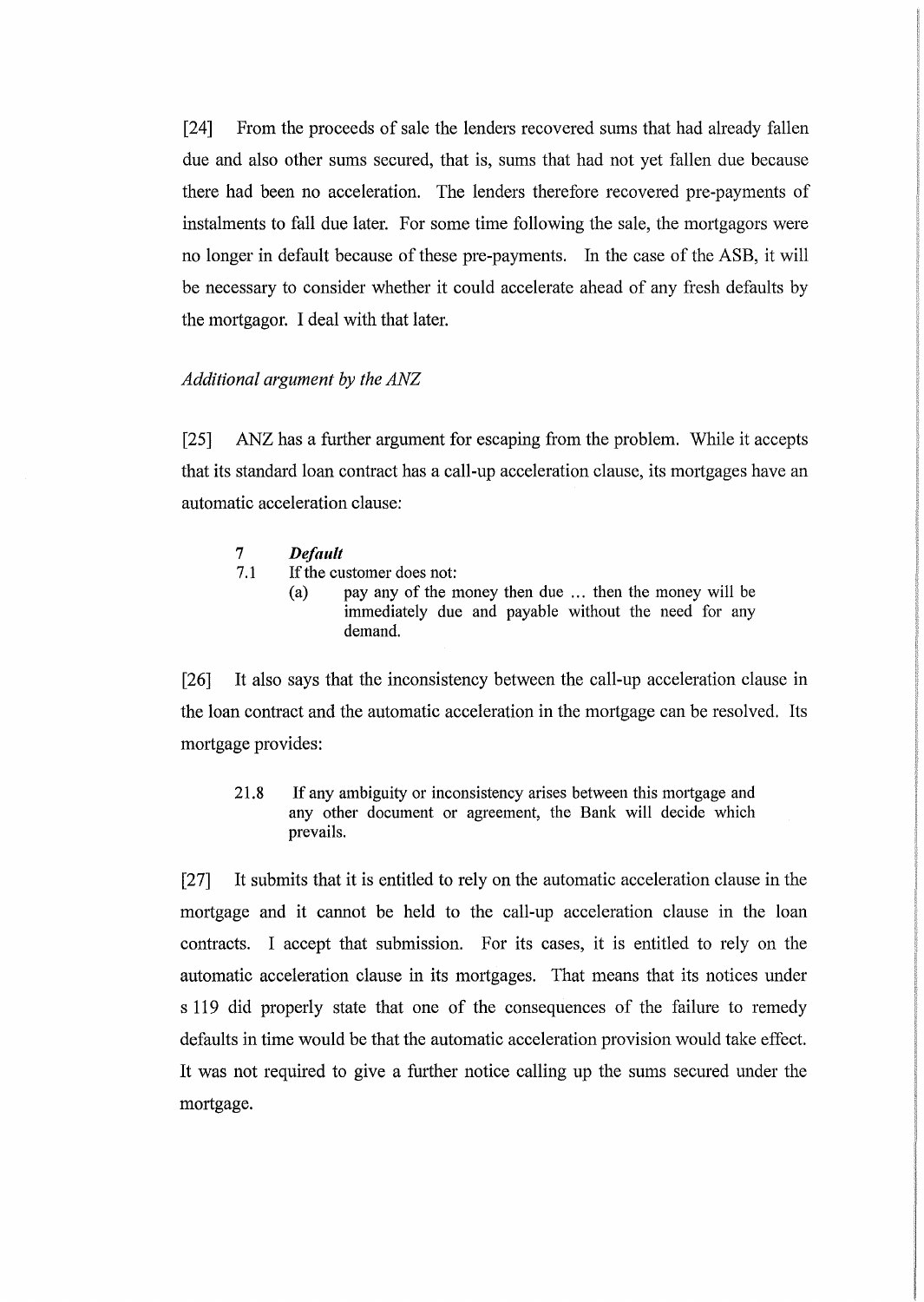[24] From the proceeds of sale the lenders recovered sums that had already fallen due and also other sums secured, that is, sums that had not yet fallen due because there had been no acceleration. The lenders therefore recovered pre-payments of instalments to fall due later. For some time following the sale, the mortgagors were no longer in default because of these pre-payments. In the case of the ASB, it will be necessary to consider whether it could accelerate ahead of any fresh defaults by the mortgagor. I deal with that later.

*Additional argument by the ANZ*

[25] ANZ has a further argument for escaping from the problem. While it accepts that its standard loan contract has a call-up acceleration clause, its mortgages have an automatic acceleration clause:

> 7 ***Default***
>
> 7.1 If the customer does not:
>
> (a) pay any of the money then due … then the money will be immediately due and payable without the need for any demand.

[26] It also says that the inconsistency between the call-up acceleration clause in the loan contract and the automatic acceleration in the mortgage can be resolved. Its mortgage provides:

> 21.8 If any ambiguity or inconsistency arises between this mortgage and any other document or agreement, the Bank will decide which prevails.

[27] It submits that it is entitled to rely on the automatic acceleration clause in the mortgage and it cannot be held to the call-up acceleration clause in the loan contracts. I accept that submission. For its cases, it is entitled to rely on the automatic acceleration clause in its mortgages. That means that its notices under s 119 did properly state that one of the consequences of the failure to remedy defaults in time would be that the automatic acceleration provision would take effect. It was not required to give a further notice calling up the sums secured under the mortgage.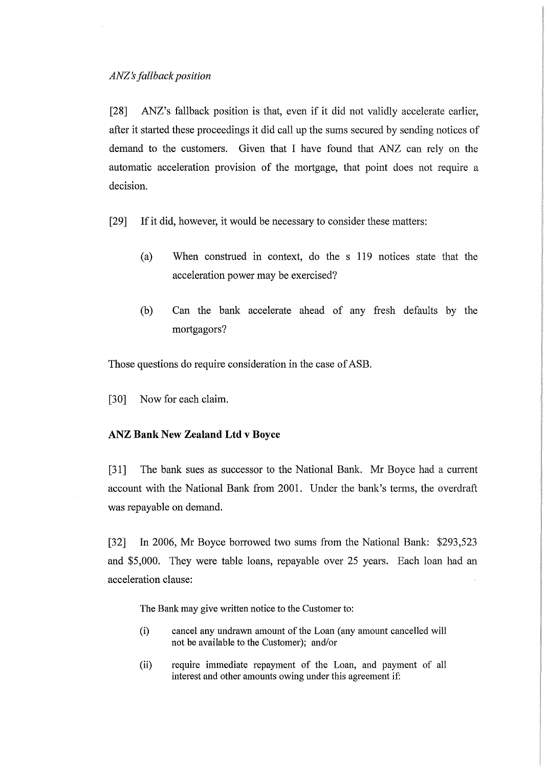*ANZ's fallback position*

[28] ANZ's fallback position is that, even if it did not validly accelerate earlier, after it started these proceedings it did call up the sums secured by sending notices of demand to the customers. Given that I have found that ANZ can rely on the automatic acceleration provision of the mortgage, that point does not require a decision.

[29] If it did, however, it would be necessary to consider these matters:

(a) When construed in context, do the s 119 notices state that the acceleration power may be exercised?

(b) Can the bank accelerate ahead of any fresh defaults by the mortgagors?

Those questions do require consideration in the case of ASB.

[30] Now for each claim.

## ANZ Bank New Zealand Ltd v Boyce

[31] The bank sues as successor to the National Bank. Mr Boyce had a current account with the National Bank from 2001. Under the bank's terms, the overdraft was repayable on demand.

[32] In 2006, Mr Boyce borrowed two sums from the National Bank: $293,523 and $5,000. They were table loans, repayable over 25 years. Each loan had an acceleration clause:

> The Bank may give written notice to the Customer to:
>
> (i) cancel any undrawn amount of the Loan (any amount cancelled will not be available to the Customer); and/or
>
> (ii) require immediate repayment of the Loan, and payment of all interest and other amounts owing under this agreement if: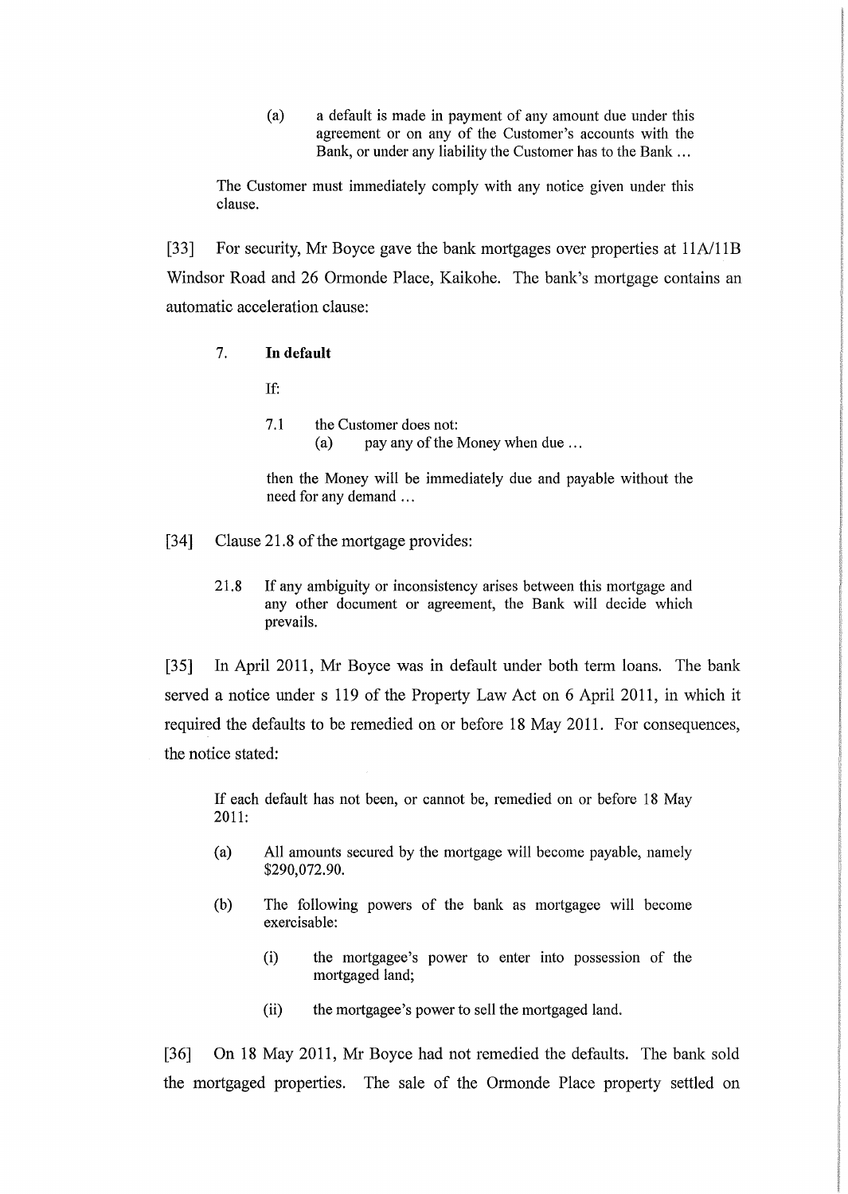> (a) a default is made in payment of any amount due under this agreement or on any of the Customer's accounts with the Bank, or under any liability the Customer has to the Bank ...
>
> The Customer must immediately comply with any notice given under this clause.

[33] For security, Mr Boyce gave the bank mortgages over properties at 11A/11B Windsor Road and 26 Ormonde Place, Kaikohe. The bank's mortgage contains an automatic acceleration clause:

> 7. **In default**
>
> If:
>
> 7.1 the Customer does not:
>
> (a) pay any of the Money when due ...
>
> then the Money will be immediately due and payable without the need for any demand ...

[34] Clause 21.8 of the mortgage provides:

> 21.8 If any ambiguity or inconsistency arises between this mortgage and any other document or agreement, the Bank will decide which prevails.

[35] In April 2011, Mr Boyce was in default under both term loans. The bank served a notice under s 119 of the Property Law Act on 6 April 2011, in which it required the defaults to be remedied on or before 18 May 2011. For consequences, the notice stated:

> If each default has not been, or cannot be, remedied on or before 18 May 2011:
>
> (a) All amounts secured by the mortgage will become payable, namely $290,072.90.
>
> (b) The following powers of the bank as mortgagee will become exercisable:
>
> (i) the mortgagee's power to enter into possession of the mortgaged land;
>
> (ii) the mortgagee's power to sell the mortgaged land.

[36] On 18 May 2011, Mr Boyce had not remedied the defaults. The bank sold the mortgaged properties. The sale of the Ormonde Place property settled on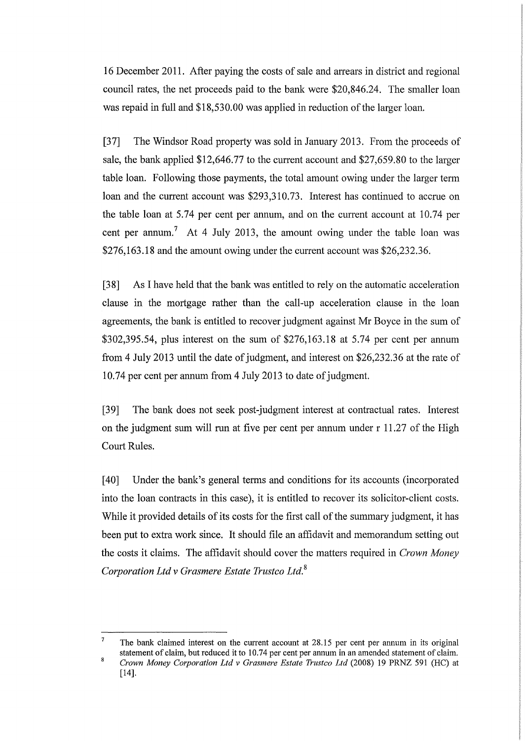16 December 2011. After paying the costs of sale and arrears in district and regional council rates, the net proceeds paid to the bank were $20,846.24. The smaller loan was repaid in full and $18,530.00 was applied in reduction of the larger loan.

[37] The Windsor Road property was sold in January 2013. From the proceeds of sale, the bank applied $12,646.77 to the current account and $27,659.80 to the larger table loan. Following those payments, the total amount owing under the larger term loan and the current account was $293,310.73. Interest has continued to accrue on the table loan at 5.74 per cent per annum, and on the current account at 10.74 per cent per annum.[7] At 4 July 2013, the amount owing under the table loan was $276,163.18 and the amount owing under the current account was $26,232.36.

[38] As I have held that the bank was entitled to rely on the automatic acceleration clause in the mortgage rather than the call-up acceleration clause in the loan agreements, the bank is entitled to recover judgment against Mr Boyce in the sum of $302,395.54, plus interest on the sum of $276,163.18 at 5.74 per cent per annum from 4 July 2013 until the date of judgment, and interest on $26,232.36 at the rate of 10.74 per cent per annum from 4 July 2013 to date of judgment.

[39] The bank does not seek post-judgment interest at contractual rates. Interest on the judgment sum will run at five per cent per annum under r 11.27 of the High Court Rules.

[40] Under the bank's general terms and conditions for its accounts (incorporated into the loan contracts in this case), it is entitled to recover its solicitor-client costs. While it provided details of its costs for the first call of the summary judgment, it has been put to extra work since. It should file an affidavit and memorandum setting out the costs it claims. The affidavit should cover the matters required in *Crown Money Corporation Ltd v Grasmere Estate Trustco Ltd.*[8]

---

[7] The bank claimed interest on the current account at 28.15 per cent per annum in its original statement of claim, but reduced it to 10.74 per cent per annum in an amended statement of claim.

[8] *Crown Money Corporation Ltd v Grasmere Estate Trustco Ltd* (2008) 19 PRNZ 591 (HC) at [14].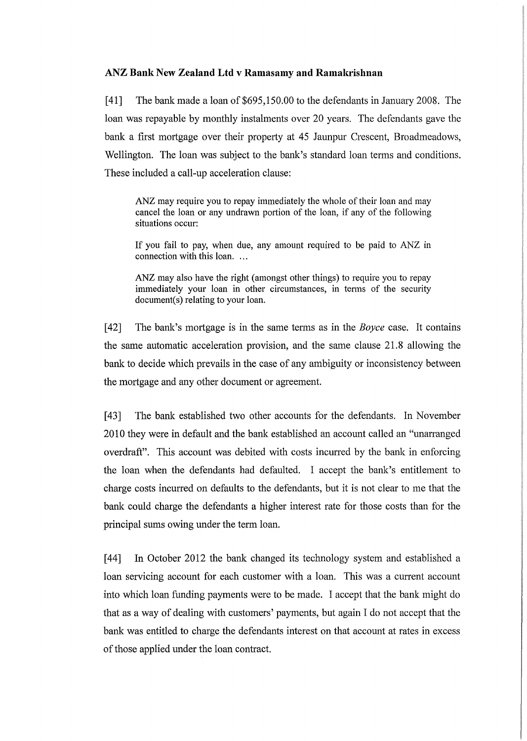**ANZ Bank New Zealand Ltd v Ramasamy and Ramakrishnan**

[41] The bank made a loan of $695,150.00 to the defendants in January 2008. The loan was repayable by monthly instalments over 20 years. The defendants gave the bank a first mortgage over their property at 45 Jaunpur Crescent, Broadmeadows, Wellington. The loan was subject to the bank's standard loan terms and conditions. These included a call-up acceleration clause:

> ANZ may require you to repay immediately the whole of their loan and may cancel the loan or any undrawn portion of the loan, if any of the following situations occur:
>
> If you fail to pay, when due, any amount required to be paid to ANZ in connection with this loan. ...
>
> ANZ may also have the right (amongst other things) to require you to repay immediately your loan in other circumstances, in terms of the security document(s) relating to your loan.

[42] The bank's mortgage is in the same terms as in the *Boyce* case. It contains the same automatic acceleration provision, and the same clause 21.8 allowing the bank to decide which prevails in the case of any ambiguity or inconsistency between the mortgage and any other document or agreement.

[43] The bank established two other accounts for the defendants. In November 2010 they were in default and the bank established an account called an "unarranged overdraft". This account was debited with costs incurred by the bank in enforcing the loan when the defendants had defaulted. I accept the bank's entitlement to charge costs incurred on defaults to the defendants, but it is not clear to me that the bank could charge the defendants a higher interest rate for those costs than for the principal sums owing under the term loan.

[44] In October 2012 the bank changed its technology system and established a loan servicing account for each customer with a loan. This was a current account into which loan funding payments were to be made. I accept that the bank might do that as a way of dealing with customers' payments, but again I do not accept that the bank was entitled to charge the defendants interest on that account at rates in excess of those applied under the loan contract.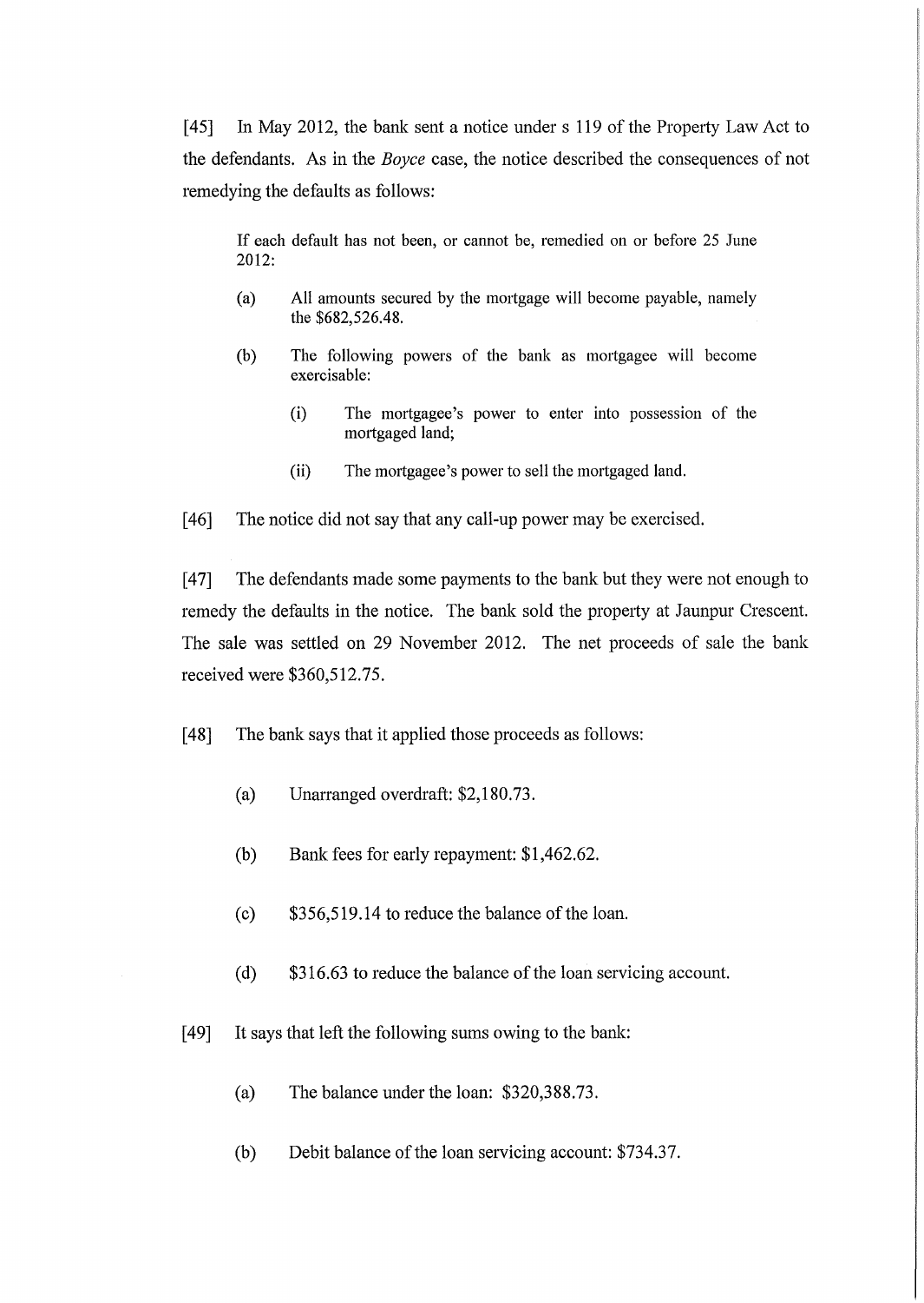[45] In May 2012, the bank sent a notice under s 119 of the Property Law Act to the defendants. As in the *Boyce* case, the notice described the consequences of not remedying the defaults as follows:

> If each default has not been, or cannot be, remedied on or before 25 June 2012:
>
> (a) All amounts secured by the mortgage will become payable, namely the $682,526.48.
>
> (b) The following powers of the bank as mortgagee will become exercisable:
>
> (i) The mortgagee's power to enter into possession of the mortgaged land;
>
> (ii) The mortgagee's power to sell the mortgaged land.

[46] The notice did not say that any call-up power may be exercised.

[47] The defendants made some payments to the bank but they were not enough to remedy the defaults in the notice. The bank sold the property at Jaunpur Crescent. The sale was settled on 29 November 2012. The net proceeds of sale the bank received were $360,512.75.

[48] The bank says that it applied those proceeds as follows:

(a) Unarranged overdraft: $2,180.73.

(b) Bank fees for early repayment: $1,462.62.

(c) $356,519.14 to reduce the balance of the loan.

(d) $316.63 to reduce the balance of the loan servicing account.

[49] It says that left the following sums owing to the bank:

(a) The balance under the loan: $320,388.73.

(b) Debit balance of the loan servicing account: $734.37.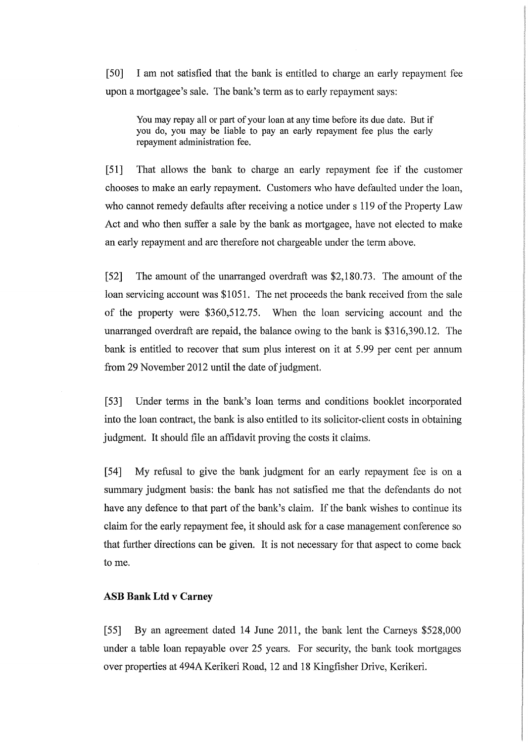[50] I am not satisfied that the bank is entitled to charge an early repayment fee upon a mortgagee's sale. The bank's term as to early repayment says:

> You may repay all or part of your loan at any time before its due date. But if you do, you may be liable to pay an early repayment fee plus the early repayment administration fee.

[51] That allows the bank to charge an early repayment fee if the customer chooses to make an early repayment. Customers who have defaulted under the loan, who cannot remedy defaults after receiving a notice under s 119 of the Property Law Act and who then suffer a sale by the bank as mortgagee, have not elected to make an early repayment and are therefore not chargeable under the term above.

[52] The amount of the unarranged overdraft was $2,180.73. The amount of the loan servicing account was $1051. The net proceeds the bank received from the sale of the property were $360,512.75. When the loan servicing account and the unarranged overdraft are repaid, the balance owing to the bank is $316,390.12. The bank is entitled to recover that sum plus interest on it at 5.99 per cent per annum from 29 November 2012 until the date of judgment.

[53] Under terms in the bank's loan terms and conditions booklet incorporated into the loan contract, the bank is also entitled to its solicitor-client costs in obtaining judgment. It should file an affidavit proving the costs it claims.

[54] My refusal to give the bank judgment for an early repayment fee is on a summary judgment basis: the bank has not satisfied me that the defendants do not have any defence to that part of the bank's claim. If the bank wishes to continue its claim for the early repayment fee, it should ask for a case management conference so that further directions can be given. It is not necessary for that aspect to come back to me.

**ASB Bank Ltd v Carney**

[55] By an agreement dated 14 June 2011, the bank lent the Carneys $528,000 under a table loan repayable over 25 years. For security, the bank took mortgages over properties at 494A Kerikeri Road, 12 and 18 Kingfisher Drive, Kerikeri.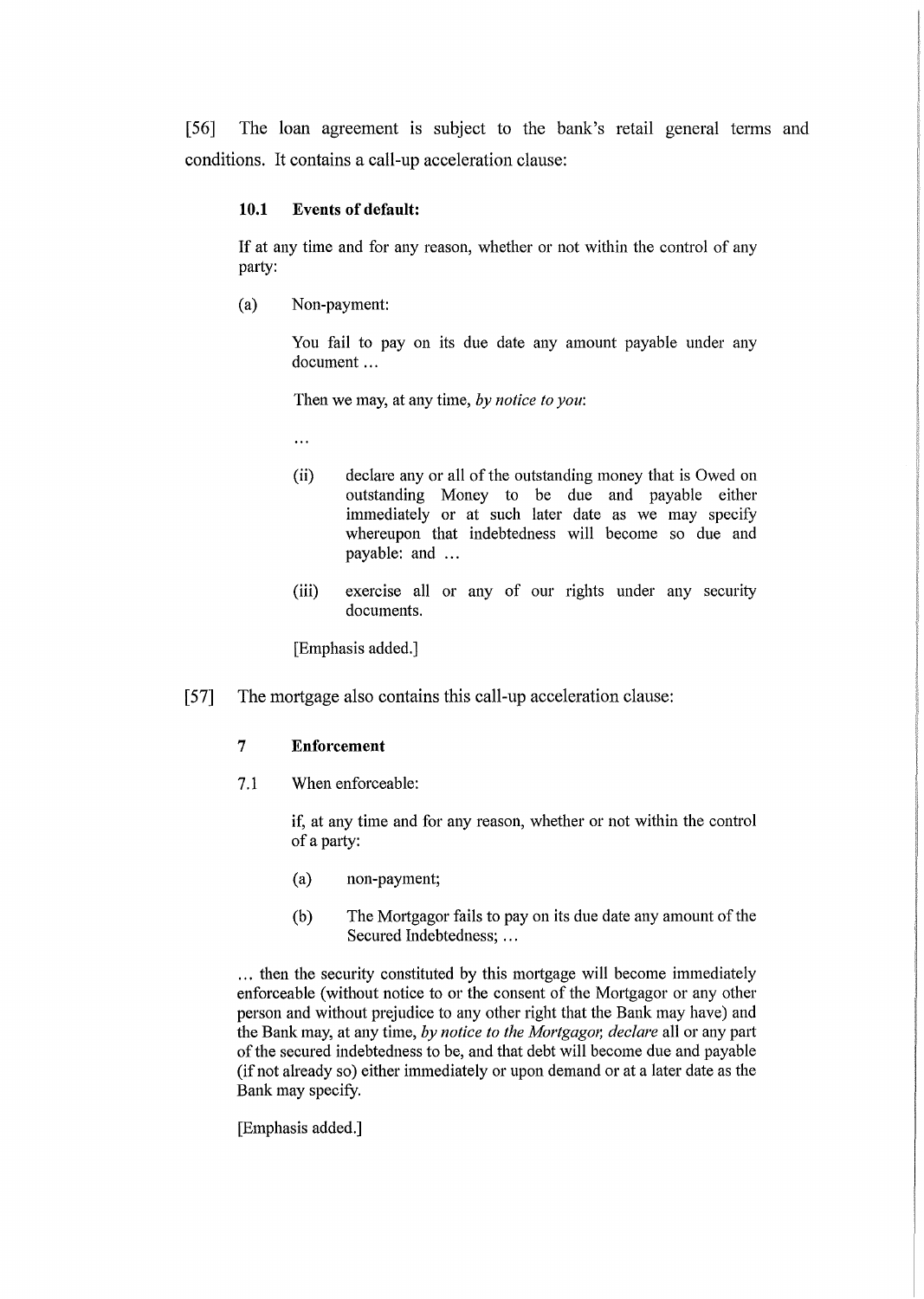[56] The loan agreement is subject to the bank's retail general terms and conditions. It contains a call-up acceleration clause:

> **10.1 Events of default:**
>
> If at any time and for any reason, whether or not within the control of any party:
>
> (a) Non-payment:
>
> You fail to pay on its due date any amount payable under any document …
>
> Then we may, at any time, *by notice to you*:
>
> …
>
> (ii) declare any or all of the outstanding money that is Owed on outstanding Money to be due and payable either immediately or at such later date as we may specify whereupon that indebtedness will become so due and payable: and …
>
> (iii) exercise all or any of our rights under any security documents.
>
> [Emphasis added.]

[57] The mortgage also contains this call-up acceleration clause:

> **7 Enforcement**
>
> 7.1 When enforceable:
>
> if, at any time and for any reason, whether or not within the control of a party:
>
> (a) non-payment;
>
> (b) The Mortgagor fails to pay on its due date any amount of the Secured Indebtedness; …
>
> … then the security constituted by this mortgage will become immediately enforceable (without notice to or the consent of the Mortgagor or any other person and without prejudice to any other right that the Bank may have) and the Bank may, at any time, *by notice to the Mortgagor, declare* all or any part of the secured indebtedness to be, and that debt will become due and payable (if not already so) either immediately or upon demand or at a later date as the Bank may specify.
>
> [Emphasis added.]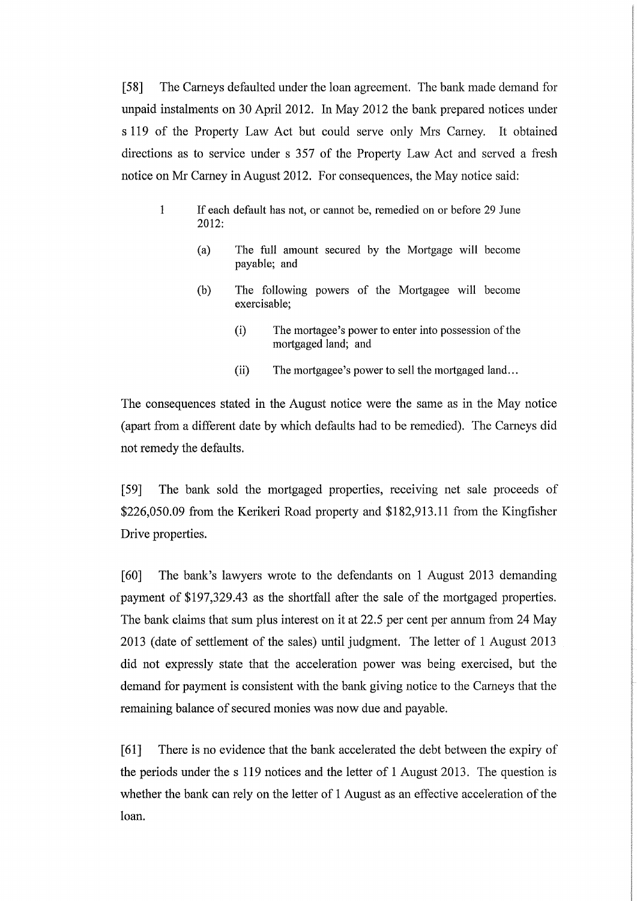[58] The Carneys defaulted under the loan agreement. The bank made demand for unpaid instalments on 30 April 2012. In May 2012 the bank prepared notices under s 119 of the Property Law Act but could serve only Mrs Carney. It obtained directions as to service under s 357 of the Property Law Act and served a fresh notice on Mr Carney in August 2012. For consequences, the May notice said:

> 1 If each default has not, or cannot be, remedied on or before 29 June 2012:
>
> (a) The full amount secured by the Mortgage will become payable; and
>
> (b) The following powers of the Mortgagee will become exercisable;
>
> (i) The mortagee's power to enter into possession of the mortgaged land; and
>
> (ii) The mortgagee's power to sell the mortgaged land…

The consequences stated in the August notice were the same as in the May notice (apart from a different date by which defaults had to be remedied). The Carneys did not remedy the defaults.

[59] The bank sold the mortgaged properties, receiving net sale proceeds of $226,050.09 from the Kerikeri Road property and $182,913.11 from the Kingfisher Drive properties.

[60] The bank's lawyers wrote to the defendants on 1 August 2013 demanding payment of $197,329.43 as the shortfall after the sale of the mortgaged properties. The bank claims that sum plus interest on it at 22.5 per cent per annum from 24 May 2013 (date of settlement of the sales) until judgment. The letter of 1 August 2013 did not expressly state that the acceleration power was being exercised, but the demand for payment is consistent with the bank giving notice to the Carneys that the remaining balance of secured monies was now due and payable.

[61] There is no evidence that the bank accelerated the debt between the expiry of the periods under the s 119 notices and the letter of 1 August 2013. The question is whether the bank can rely on the letter of 1 August as an effective acceleration of the loan.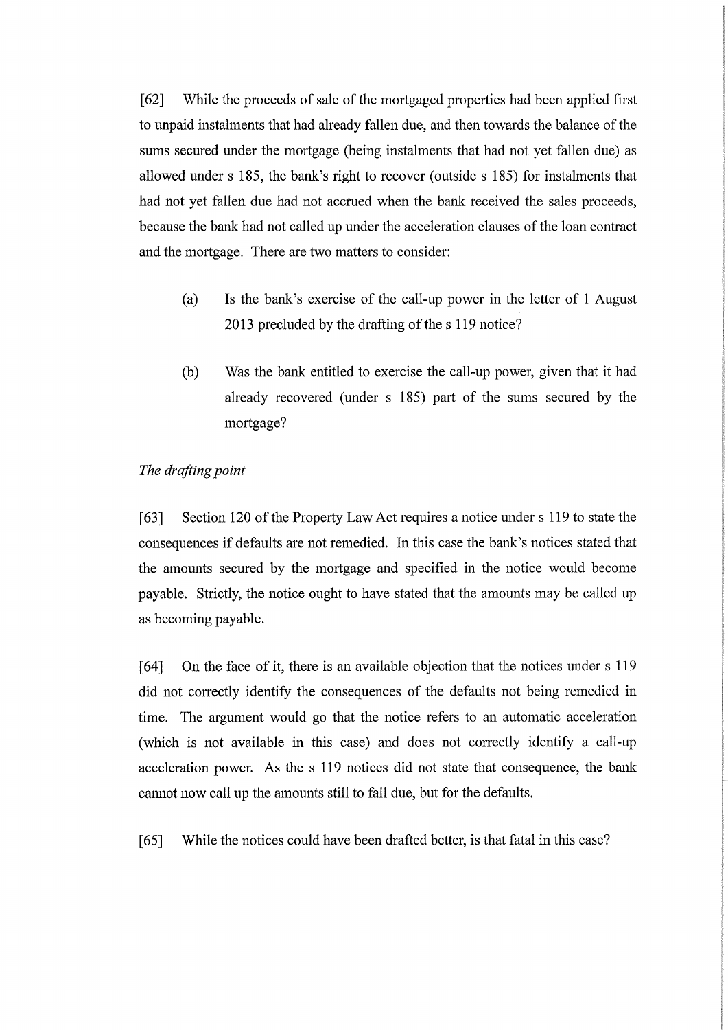[62] While the proceeds of sale of the mortgaged properties had been applied first to unpaid instalments that had already fallen due, and then towards the balance of the sums secured under the mortgage (being instalments that had not yet fallen due) as allowed under s 185, the bank's right to recover (outside s 185) for instalments that had not yet fallen due had not accrued when the bank received the sales proceeds, because the bank had not called up under the acceleration clauses of the loan contract and the mortgage. There are two matters to consider:

> (a) Is the bank's exercise of the call-up power in the letter of 1 August 2013 precluded by the drafting of the s 119 notice?
>
> (b) Was the bank entitled to exercise the call-up power, given that it had already recovered (under s 185) part of the sums secured by the mortgage?

*The drafting point*

[63] Section 120 of the Property Law Act requires a notice under s 119 to state the consequences if defaults are not remedied. In this case the bank's notices stated that the amounts secured by the mortgage and specified in the notice would become payable. Strictly, the notice ought to have stated that the amounts may be called up as becoming payable.

[64] On the face of it, there is an available objection that the notices under s 119 did not correctly identify the consequences of the defaults not being remedied in time. The argument would go that the notice refers to an automatic acceleration (which is not available in this case) and does not correctly identify a call-up acceleration power. As the s 119 notices did not state that consequence, the bank cannot now call up the amounts still to fall due, but for the defaults.

[65] While the notices could have been drafted better, is that fatal in this case?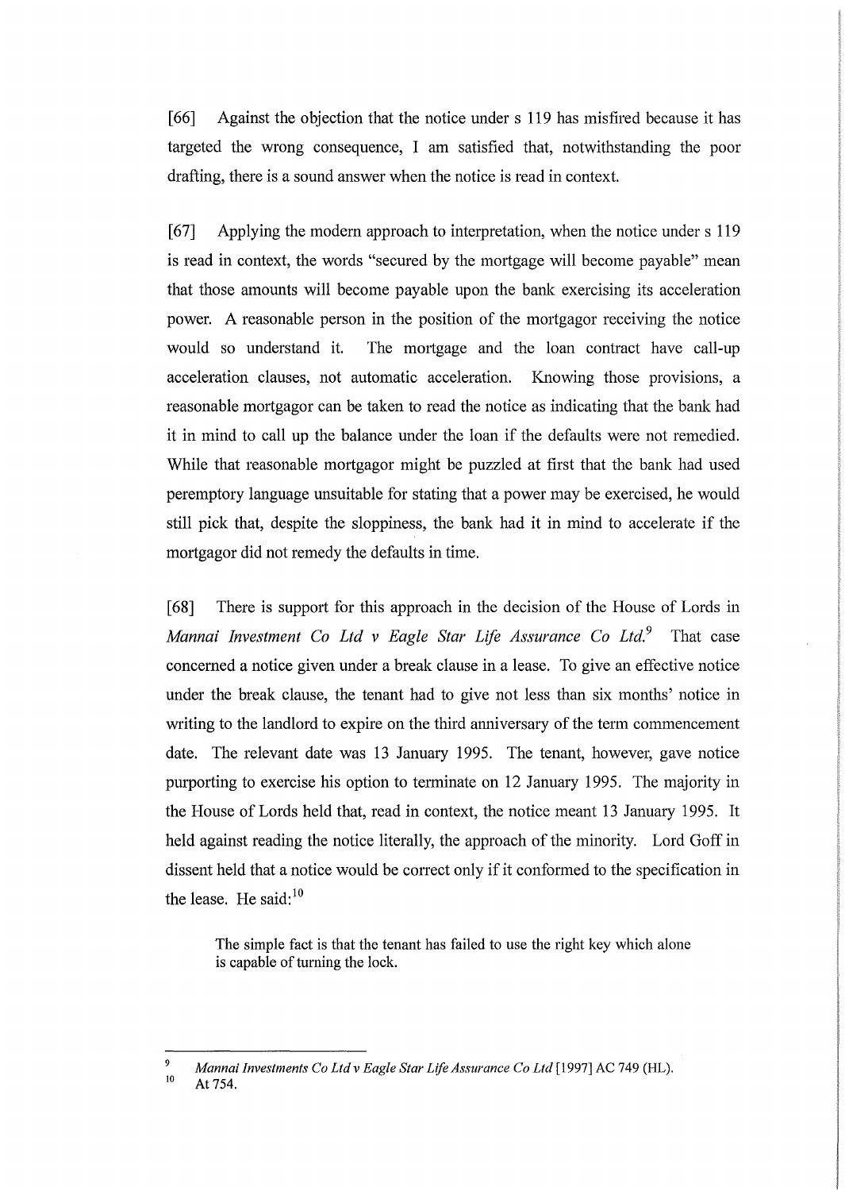[66] Against the objection that the notice under s 119 has misfired because it has targeted the wrong consequence, I am satisfied that, notwithstanding the poor drafting, there is a sound answer when the notice is read in context.

[67] Applying the modern approach to interpretation, when the notice under s 119 is read in context, the words "secured by the mortgage will become payable" mean that those amounts will become payable upon the bank exercising its acceleration power. A reasonable person in the position of the mortgagor receiving the notice would so understand it. The mortgage and the loan contract have call-up acceleration clauses, not automatic acceleration. Knowing those provisions, a reasonable mortgagor can be taken to read the notice as indicating that the bank had it in mind to call up the balance under the loan if the defaults were not remedied. While that reasonable mortgagor might be puzzled at first that the bank had used peremptory language unsuitable for stating that a power may be exercised, he would still pick that, despite the sloppiness, the bank had it in mind to accelerate if the mortgagor did not remedy the defaults in time.

[68] There is support for this approach in the decision of the House of Lords in *Mannai Investment Co Ltd v Eagle Star Life Assurance Co Ltd.*[9] That case concerned a notice given under a break clause in a lease. To give an effective notice under the break clause, the tenant had to give not less than six months' notice in writing to the landlord to expire on the third anniversary of the term commencement date. The relevant date was 13 January 1995. The tenant, however, gave notice purporting to exercise his option to terminate on 12 January 1995. The majority in the House of Lords held that, read in context, the notice meant 13 January 1995. It held against reading the notice literally, the approach of the minority. Lord Goff in dissent held that a notice would be correct only if it conformed to the specification in the lease. He said:[10]

> The simple fact is that the tenant has failed to use the right key which alone is capable of turning the lock.

---

[9] *Mannai Investments Co Ltd v Eagle Star Life Assurance Co Ltd* [1997] AC 749 (HL).

[10] At 754.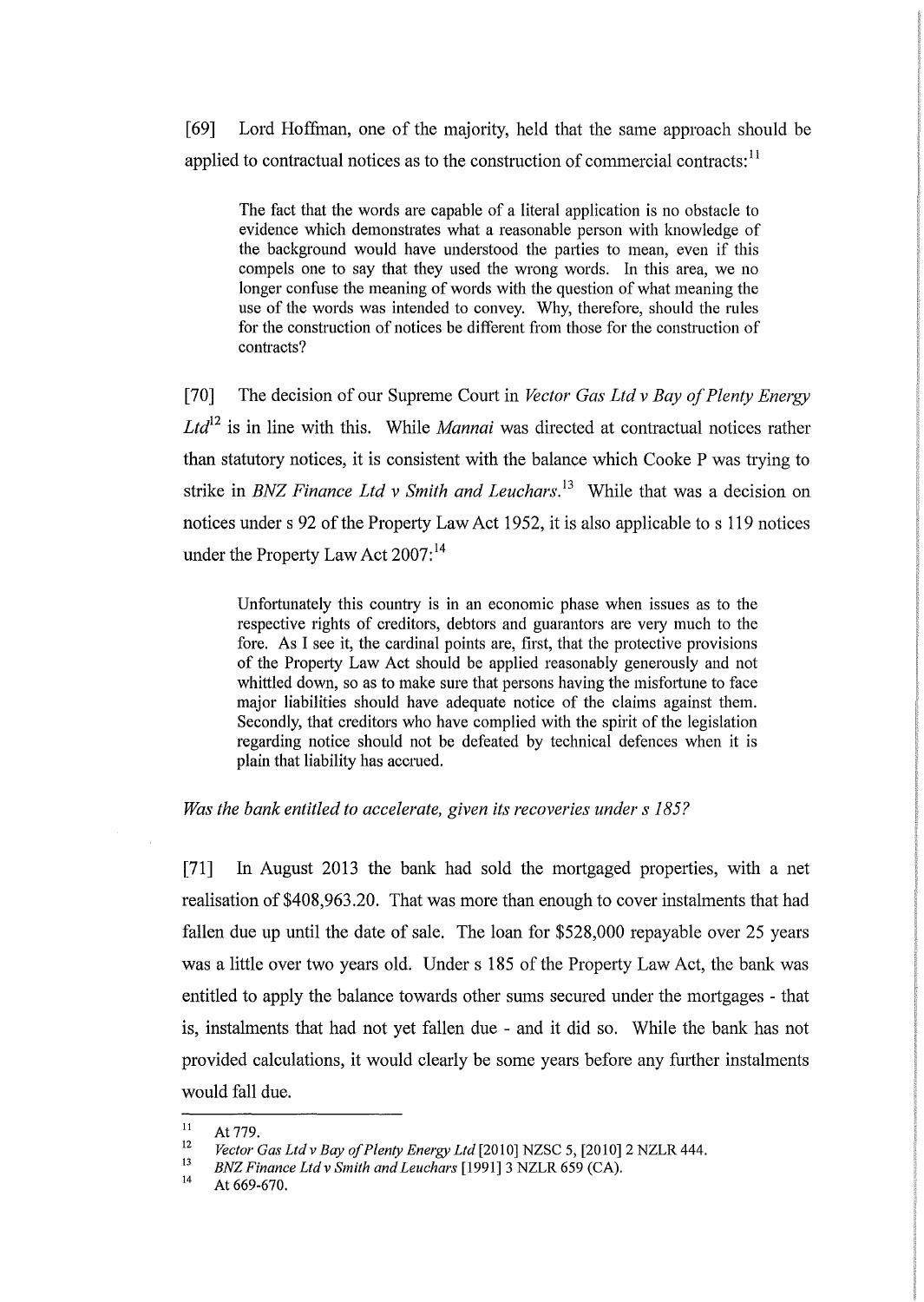[69] Lord Hoffman, one of the majority, held that the same approach should be applied to contractual notices as to the construction of commercial contracts:[11]

> The fact that the words are capable of a literal application is no obstacle to evidence which demonstrates what a reasonable person with knowledge of the background would have understood the parties to mean, even if this compels one to say that they used the wrong words. In this area, we no longer confuse the meaning of words with the question of what meaning the use of the words was intended to convey. Why, therefore, should the rules for the construction of notices be different from those for the construction of contracts?

[70] The decision of our Supreme Court in *Vector Gas Ltd v Bay of Plenty Energy Ltd*[12] is in line with this. While *Mannai* was directed at contractual notices rather than statutory notices, it is consistent with the balance which Cooke P was trying to strike in *BNZ Finance Ltd v Smith and Leuchars.*[13] While that was a decision on notices under s 92 of the Property Law Act 1952, it is also applicable to s 119 notices under the Property Law Act 2007:[14]

> Unfortunately this country is in an economic phase when issues as to the respective rights of creditors, debtors and guarantors are very much to the fore. As I see it, the cardinal points are, first, that the protective provisions of the Property Law Act should be applied reasonably generously and not whittled down, so as to make sure that persons having the misfortune to face major liabilities should have adequate notice of the claims against them. Secondly, that creditors who have complied with the spirit of the legislation regarding notice should not be defeated by technical defences when it is plain that liability has accrued.

*Was the bank entitled to accelerate, given its recoveries under s 185?*

[71] In August 2013 the bank had sold the mortgaged properties, with a net realisation of $408,963.20. That was more than enough to cover instalments that had fallen due up until the date of sale. The loan for $528,000 repayable over 25 years was a little over two years old. Under s 185 of the Property Law Act, the bank was entitled to apply the balance towards other sums secured under the mortgages - that is, instalments that had not yet fallen due - and it did so. While the bank has not provided calculations, it would clearly be some years before any further instalments would fall due.

---

[11] At 779.

[12] *Vector Gas Ltd v Bay of Plenty Energy Ltd* [2010] NZSC 5, [2010] 2 NZLR 444.

[13] *BNZ Finance Ltd v Smith and Leuchars* [1991] 3 NZLR 659 (CA).

[14] At 669-670.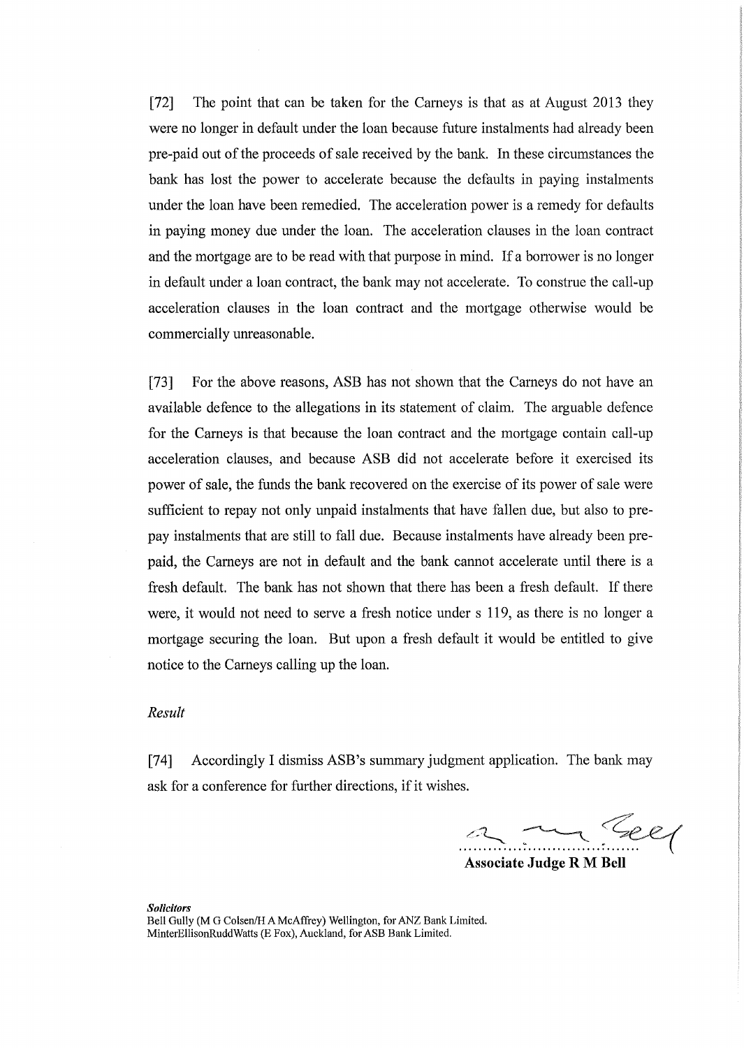[72] The point that can be taken for the Carneys is that as at August 2013 they were no longer in default under the loan because future instalments had already been pre-paid out of the proceeds of sale received by the bank. In these circumstances the bank has lost the power to accelerate because the defaults in paying instalments under the loan have been remedied. The acceleration power is a remedy for defaults in paying money due under the loan. The acceleration clauses in the loan contract and the mortgage are to be read with that purpose in mind. If a borrower is no longer in default under a loan contract, the bank may not accelerate. To construe the call-up acceleration clauses in the loan contract and the mortgage otherwise would be commercially unreasonable.

[73] For the above reasons, ASB has not shown that the Carneys do not have an available defence to the allegations in its statement of claim. The arguable defence for the Carneys is that because the loan contract and the mortgage contain call-up acceleration clauses, and because ASB did not accelerate before it exercised its power of sale, the funds the bank recovered on the exercise of its power of sale were sufficient to repay not only unpaid instalments that have fallen due, but also to pre-pay instalments that are still to fall due. Because instalments have already been pre-paid, the Carneys are not in default and the bank cannot accelerate until there is a fresh default. The bank has not shown that there has been a fresh default. If there were, it would not need to serve a fresh notice under s 119, as there is no longer a mortgage securing the loan. But upon a fresh default it would be entitled to give notice to the Carneys calling up the loan.

*Result*

[74] Accordingly I dismiss ASB's summary judgment application. The bank may ask for a conference for further directions, if it wishes.

**Associate Judge R M Bell**

***Solicitors***
Bell Gully (M G Colsen/H A McAffrey) Wellington, for ANZ Bank Limited.
MinterEllisonRuddWatts (E Fox), Auckland, for ASB Bank Limited.